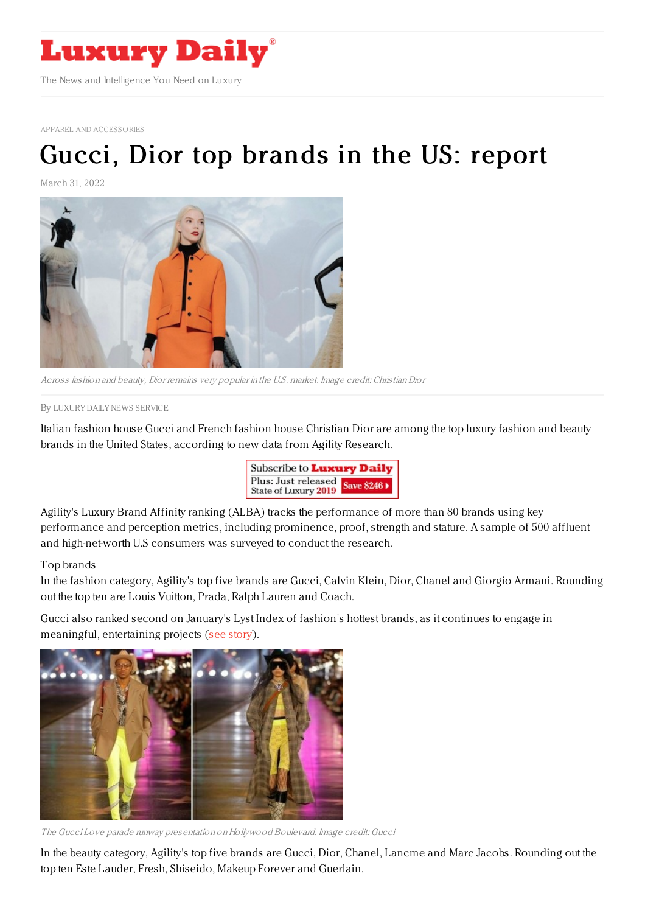# Luxury Daily

The News and Intelligence You Need on Luxury

APPAREL AND ACCESSORIES

# Gucci, Dior top brands in the US: report

March 31, 2022

*Across fashion and beauty, Dior remains very popular in the U.S. market. Image credit: Christian Dior*

By LUXURY DAILY NEWS SERVICE

Italian fashion house Gucci and French fashion house Christian Dior are among the top luxury fashion and beauty brands in the United States, according to new data from Agility Research.

Subscribe to Luxury Daily
Plus: Just released State of Luxury 2019 Save $246

Agility's Luxury Brand Affinity ranking (ALBA) tracks the performance of more than 80 brands using key performance and perception metrics, including prominence, proof, strength and stature. A sample of 500 affluent and high-net-worth U.S consumers was surveyed to conduct the research.

Top brands

In the fashion category, Agility's top five brands are Gucci, Calvin Klein, Dior, Chanel and Giorgio Armani. Rounding out the top ten are Louis Vuitton, Prada, Ralph Lauren and Coach.

Gucci also ranked second on January's Lyst Index of fashion's hottest brands, as it continues to engage in meaningful, entertaining projects (see story).

*The Gucci Love parade runway presentation on Hollywood Boulevard. Image credit: Gucci*

In the beauty category, Agility's top five brands are Gucci, Dior, Chanel, Lancme and Marc Jacobs. Rounding out the top ten Este Lauder, Fresh, Shiseido, Makeup Forever and Guerlain.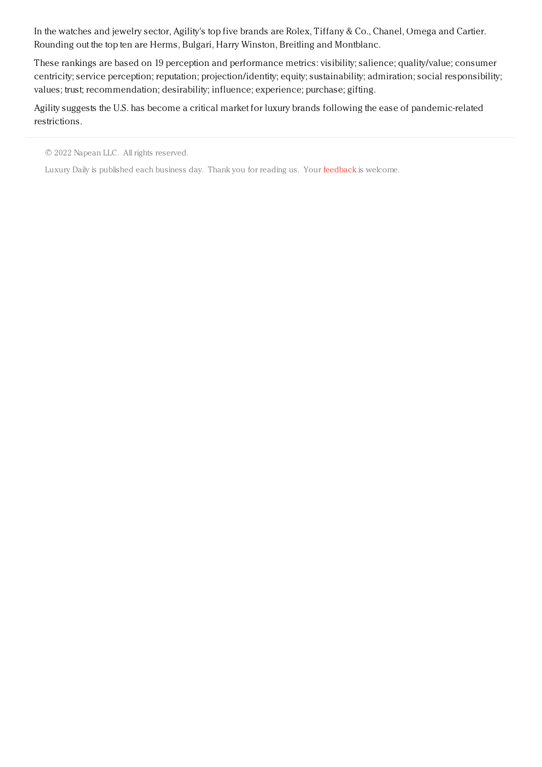In the watches and jewelry sector, Agility's top five brands are Rolex, Tiffany & Co., Chanel, Omega and Cartier. Rounding out the top ten are Herms, Bulgari, Harry Winston, Breitling and Montblanc.

These rankings are based on 19 perception and performance metrics: visibility; salience; quality/value; consumer centricity; service perception; reputation; projection/identity; equity; sustainability; admiration; social responsibility; values; trust; recommendation; desirability; influence; experience; purchase; gifting.

Agility suggests the U.S. has become a critical market for luxury brands following the ease of pandemic-related restrictions.

© 2022 Napean LLC. All rights reserved.

Luxury Daily is published each business day. Thank you for reading us. Your feedback is welcome.